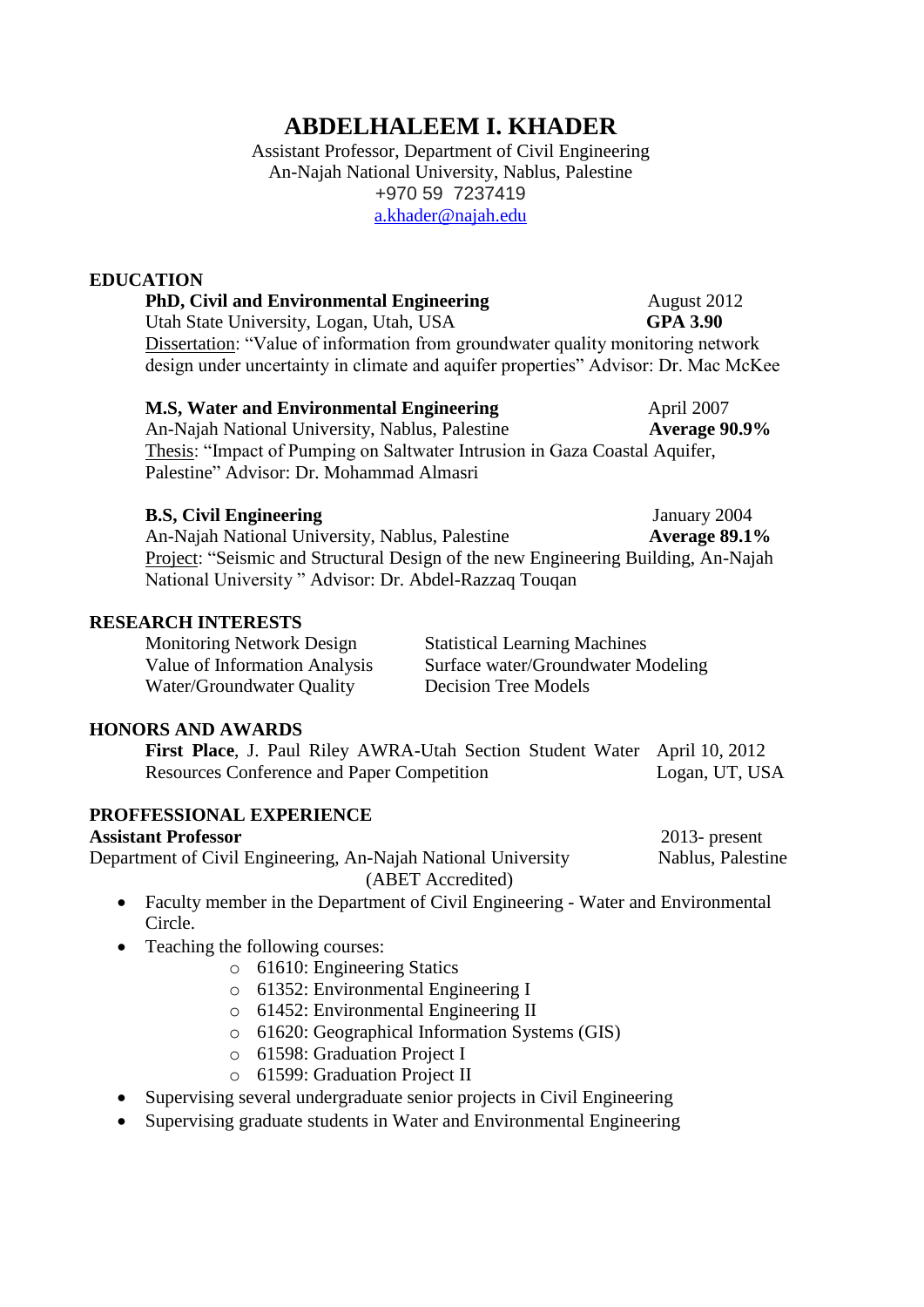# ABDELHALEEM I. KHADER

Assistant Professor, Department of Civil Engineering
An-Najah National University, Nablus, Palestine
+970 59 7237419
a.khader@najah.edu

## EDUCATION

**PhD, Civil and Environmental Engineering** — August 2012
Utah State University, Logan, Utah, USA — **GPA 3.90**
Dissertation: "Value of information from groundwater quality monitoring network design under uncertainty in climate and aquifer properties" Advisor: Dr. Mac McKee

**M.S, Water and Environmental Engineering** — April 2007
An-Najah National University, Nablus, Palestine — **Average 90.9%**
Thesis: "Impact of Pumping on Saltwater Intrusion in Gaza Coastal Aquifer, Palestine" Advisor: Dr. Mohammad Almasri

**B.S, Civil Engineering** — January 2004
An-Najah National University, Nablus, Palestine — **Average 89.1%**
Project: "Seismic and Structural Design of the new Engineering Building, An-Najah National University " Advisor: Dr. Abdel-Razzaq Touqan

## RESEARCH INTERESTS

- Monitoring Network Design
- Value of Information Analysis
- Water/Groundwater Quality
- Statistical Learning Machines
- Surface water/Groundwater Modeling
- Decision Tree Models

## HONORS AND AWARDS

**First Place**, J. Paul Riley AWRA-Utah Section Student Water Resources Conference and Paper Competition — April 10, 2012, Logan, UT, USA

## PROFFESSIONAL EXPERIENCE

**Assistant Professor** — 2013- present
Department of Civil Engineering, An-Najah National University (ABET Accredited) — Nablus, Palestine

- Faculty member in the Department of Civil Engineering - Water and Environmental Circle.
- Teaching the following courses:
  - 61610: Engineering Statics
  - 61352: Environmental Engineering I
  - 61452: Environmental Engineering II
  - 61620: Geographical Information Systems (GIS)
  - 61598: Graduation Project I
  - 61599: Graduation Project II
- Supervising several undergraduate senior projects in Civil Engineering
- Supervising graduate students in Water and Environmental Engineering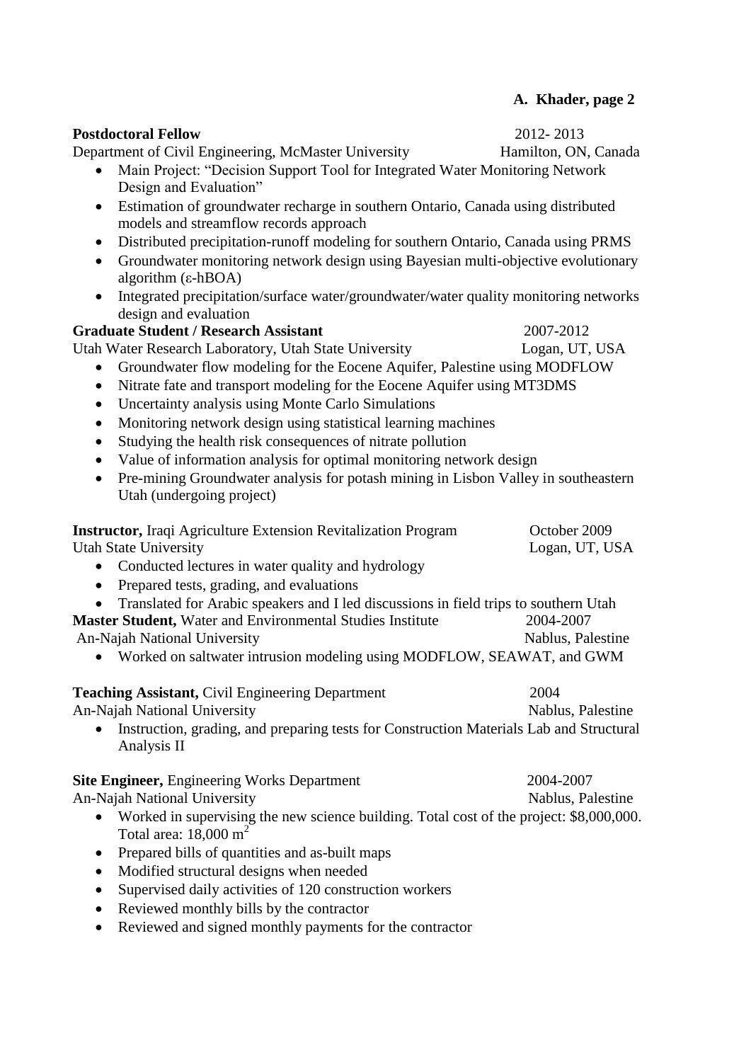**Postdoctoral Fellow** 2012- 2013
Department of Civil Engineering, McMaster University Hamilton, ON, Canada

- Main Project: "Decision Support Tool for Integrated Water Monitoring Network Design and Evaluation"
- Estimation of groundwater recharge in southern Ontario, Canada using distributed models and streamflow records approach
- Distributed precipitation-runoff modeling for southern Ontario, Canada using PRMS
- Groundwater monitoring network design using Bayesian multi-objective evolutionary algorithm (ε-hBOA)
- Integrated precipitation/surface water/groundwater/water quality monitoring networks design and evaluation

**Graduate Student / Research Assistant** 2007-2012
Utah Water Research Laboratory, Utah State University Logan, UT, USA

- Groundwater flow modeling for the Eocene Aquifer, Palestine using MODFLOW
- Nitrate fate and transport modeling for the Eocene Aquifer using MT3DMS
- Uncertainty analysis using Monte Carlo Simulations
- Monitoring network design using statistical learning machines
- Studying the health risk consequences of nitrate pollution
- Value of information analysis for optimal monitoring network design
- Pre-mining Groundwater analysis for potash mining in Lisbon Valley in southeastern Utah (undergoing project)

**Instructor,** Iraqi Agriculture Extension Revitalization Program October 2009
Utah State University Logan, UT, USA

- Conducted lectures in water quality and hydrology
- Prepared tests, grading, and evaluations
- Translated for Arabic speakers and I led discussions in field trips to southern Utah

**Master Student,** Water and Environmental Studies Institute 2004-2007
An-Najah National University Nablus, Palestine

- Worked on saltwater intrusion modeling using MODFLOW, SEAWAT, and GWM

**Teaching Assistant,** Civil Engineering Department 2004
An-Najah National University Nablus, Palestine

- Instruction, grading, and preparing tests for Construction Materials Lab and Structural Analysis II

**Site Engineer,** Engineering Works Department 2004-2007
An-Najah National University Nablus, Palestine

- Worked in supervising the new science building. Total cost of the project: $8,000,000. Total area: 18,000 $m^2$
- Prepared bills of quantities and as-built maps
- Modified structural designs when needed
- Supervised daily activities of 120 construction workers
- Reviewed monthly bills by the contractor
- Reviewed and signed monthly payments for the contractor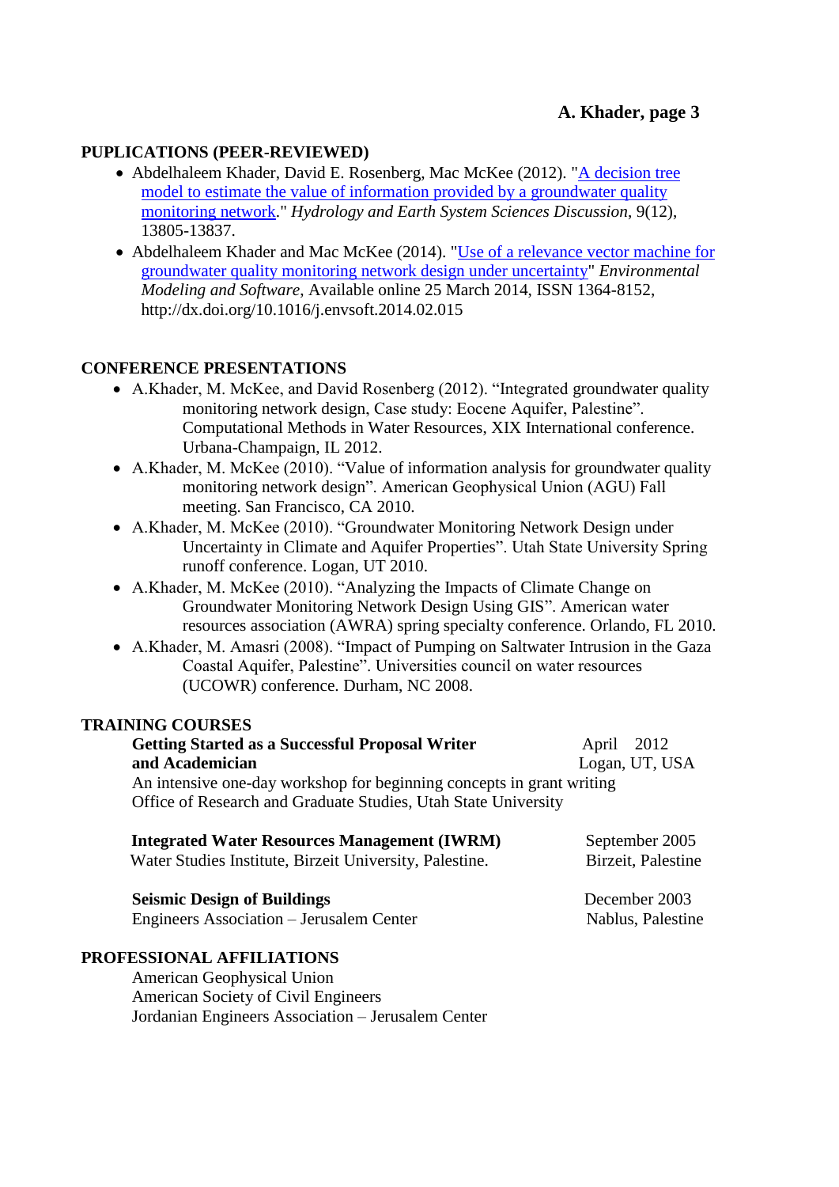## PUPLICATIONS (PEER-REVIEWED)

- Abdelhaleem Khader, David E. Rosenberg, Mac McKee (2012). "A decision tree model to estimate the value of information provided by a groundwater quality monitoring network." *Hydrology and Earth System Sciences Discussion*, 9(12), 13805-13837.
- Abdelhaleem Khader and Mac McKee (2014). "Use of a relevance vector machine for groundwater quality monitoring network design under uncertainty" *Environmental Modeling and Software*, Available online 25 March 2014, ISSN 1364-8152, http://dx.doi.org/10.1016/j.envsoft.2014.02.015

## CONFERENCE PRESENTATIONS

- A.Khader, M. McKee, and David Rosenberg (2012). "Integrated groundwater quality monitoring network design, Case study: Eocene Aquifer, Palestine". Computational Methods in Water Resources, XIX International conference. Urbana-Champaign, IL 2012.
- A.Khader, M. McKee (2010). "Value of information analysis for groundwater quality monitoring network design". American Geophysical Union (AGU) Fall meeting. San Francisco, CA 2010.
- A.Khader, M. McKee (2010). "Groundwater Monitoring Network Design under Uncertainty in Climate and Aquifer Properties". Utah State University Spring runoff conference. Logan, UT 2010.
- A.Khader, M. McKee (2010). "Analyzing the Impacts of Climate Change on Groundwater Monitoring Network Design Using GIS". American water resources association (AWRA) spring specialty conference. Orlando, FL 2010.
- A.Khader, M. Amasri (2008). "Impact of Pumping on Saltwater Intrusion in the Gaza Coastal Aquifer, Palestine". Universities council on water resources (UCOWR) conference. Durham, NC 2008.

## TRAINING COURSES

**Getting Started as a Successful Proposal Writer and Academician** — April 2012, Logan, UT, USA
An intensive one-day workshop for beginning concepts in grant writing
Office of Research and Graduate Studies, Utah State University

**Integrated Water Resources Management (IWRM)** — September 2005, Birzeit, Palestine
Water Studies Institute, Birzeit University, Palestine.

**Seismic Design of Buildings** — December 2003, Nablus, Palestine
Engineers Association – Jerusalem Center

## PROFESSIONAL AFFILIATIONS

American Geophysical Union
American Society of Civil Engineers
Jordanian Engineers Association – Jerusalem Center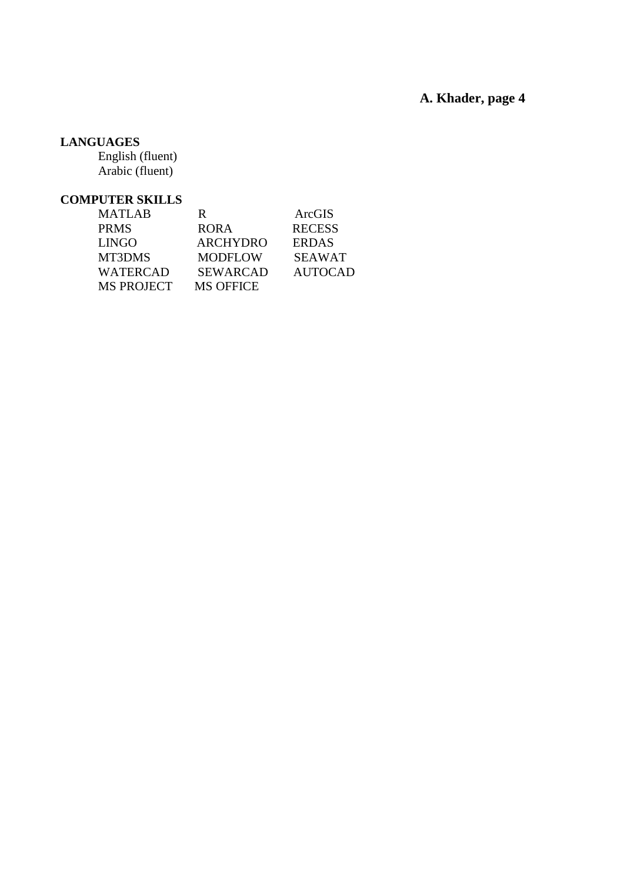## LANGUAGES

English (fluent)
Arabic (fluent)

## COMPUTER SKILLS

| | | |
|---|---|---|
| MATLAB | R | ArcGIS |
| PRMS | RORA | RECESS |
| LINGO | ARCHYDRO | ERDAS |
| MT3DMS | MODFLOW | SEAWAT |
| WATERCAD | SEWARCAD | AUTOCAD |
| MS PROJECT | MS OFFICE | |